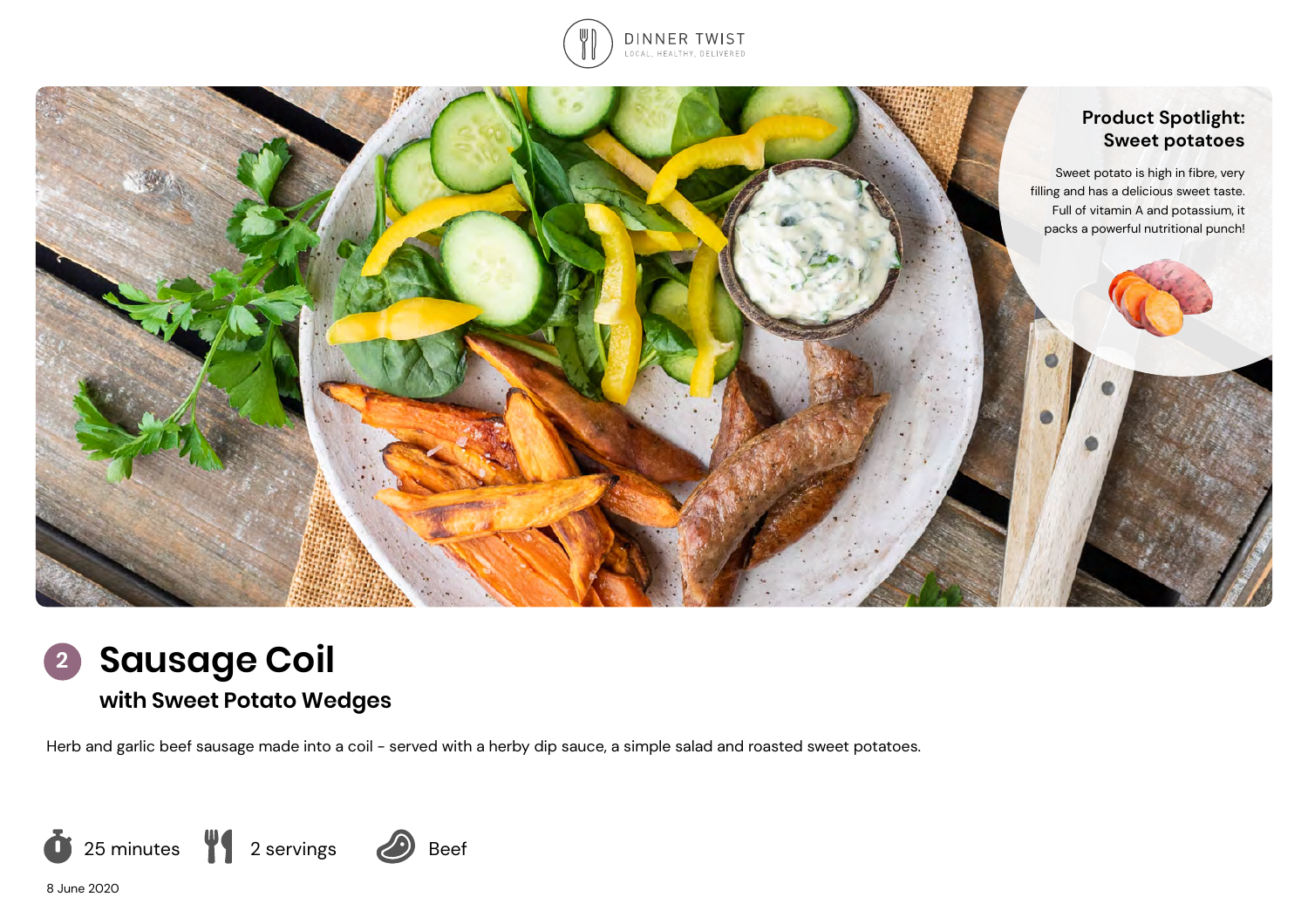DINNER TWIST
LOCAL, HEALTHY, DELIVERED

**Product Spotlight: Sweet potatoes**

Sweet potato is high in fibre, very filling and has a delicious sweet taste. Full of vitamin A and potassium, it packs a powerful nutritional punch!

# 2 Sausage Coil

## with Sweet Potato Wedges

Herb and garlic beef sausage made into a coil - served with a herby dip sauce, a simple salad and roasted sweet potatoes.

25 minutes | 2 servings | Beef

8 June 2020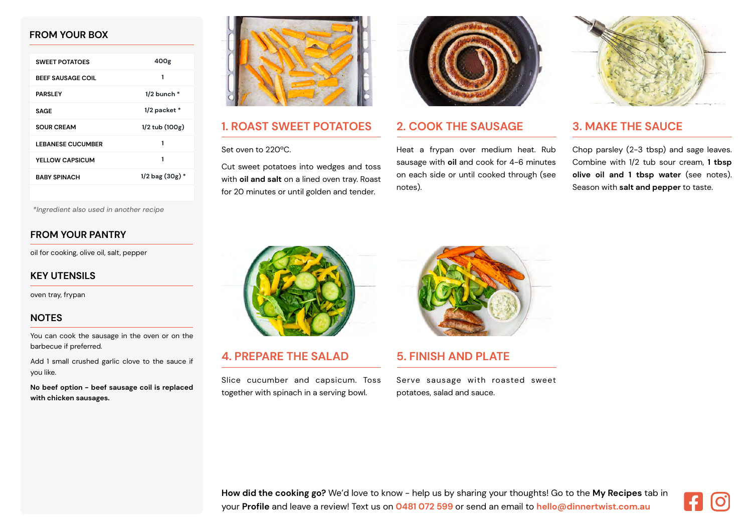## FROM YOUR BOX

| | |
|---|---|
| SWEET POTATOES | 400g |
| BEEF SAUSAGE COIL | 1 |
| PARSLEY | 1/2 bunch * |
| SAGE | 1/2 packet * |
| SOUR CREAM | 1/2 tub (100g) |
| LEBANESE CUCUMBER | 1 |
| YELLOW CAPSICUM | 1 |
| BABY SPINACH | 1/2 bag (30g) * |

*\*Ingredient also used in another recipe*

## FROM YOUR PANTRY

oil for cooking, olive oil, salt, pepper

## KEY UTENSILS

oven tray, frypan

## NOTES

You can cook the sausage in the oven or on the barbecue if preferred.

Add 1 small crushed garlic clove to the sauce if you like.

**No beef option - beef sausage coil is replaced with chicken sausages.**

## 1. ROAST SWEET POTATOES

Set oven to 220°C.

Cut sweet potatoes into wedges and toss with **oil and salt** on a lined oven tray. Roast for 20 minutes or until golden and tender.

## 2. COOK THE SAUSAGE

Heat a frypan over medium heat. Rub sausage with **oil** and cook for 4-6 minutes on each side or until cooked through (see notes).

## 3. MAKE THE SAUCE

Chop parsley (2-3 tbsp) and sage leaves. Combine with 1/2 tub sour cream, **1 tbsp olive oil and 1 tbsp water** (see notes). Season with **salt and pepper** to taste.

## 4. PREPARE THE SALAD

Slice cucumber and capsicum. Toss together with spinach in a serving bowl.

## 5. FINISH AND PLATE

Serve sausage with roasted sweet potatoes, salad and sauce.

**How did the cooking go?** We'd love to know - help us by sharing your thoughts! Go to the **My Recipes** tab in your **Profile** and leave a review! Text us on 0481 072 599 or send an email to hello@dinnertwist.com.au